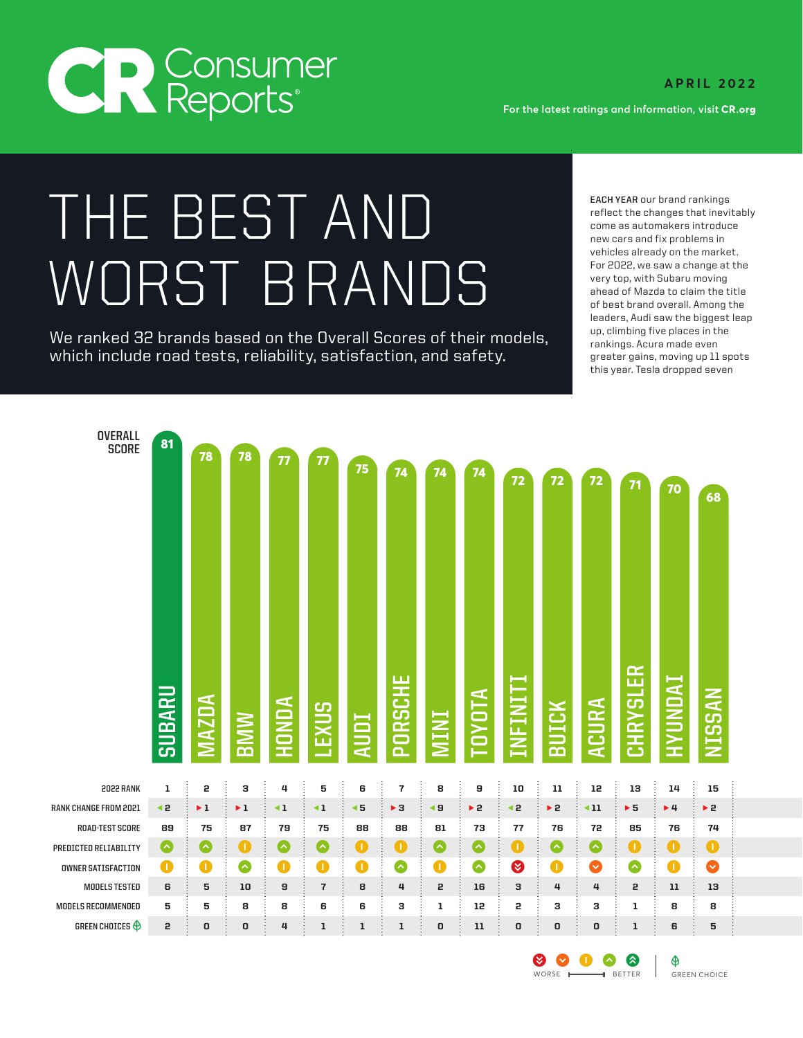# Consumer Reports

**APRIL 2022**

For the latest ratings and information, visit **CR.org**

# THE BEST AND WORST BRANDS

We ranked 32 brands based on the Overall Scores of their models, which include road tests, reliability, satisfaction, and safety.

**EACH YEAR** our brand rankings reflect the changes that inevitably come as automakers introduce new cars and fix problems in vehicles already on the market. For 2022, we saw a change at the very top, with Subaru moving ahead of Mazda to claim the title of best brand overall. Among the leaders, Audi saw the biggest leap up, climbing five places in the rankings. Acura made even greater gains, moving up 11 spots this year. Tesla dropped seven

| | SUBARU | MAZDA | BMW | HONDA | LEXUS | AUDI | PORSCHE | MINI | TOYOTA | INFINITI | BUICK | ACURA | CHRYSLER | HYUNDAI | NISSAN |
|---|---|---|---|---|---|---|---|---|---|---|---|---|---|---|---|
| OVERALL SCORE | 81 | 78 | 78 | 77 | 77 | 75 | 74 | 74 | 74 | 72 | 72 | 72 | 71 | 70 | 68 |
| 2022 RANK | 1 | 2 | 3 | 4 | 5 | 6 | 7 | 8 | 9 | 10 | 11 | 12 | 13 | 14 | 15 |
| RANK CHANGE FROM 2021 | ◄2 | ►1 | ►1 | ◄1 | ◄1 | ◄5 | ►3 | ◄9 | ►2 | ◄2 | ►2 | ◄11 | ►5 | ►4 | ►2 |
| ROAD-TEST SCORE | 89 | 75 | 87 | 79 | 75 | 88 | 88 | 81 | 73 | 77 | 76 | 72 | 85 | 76 | 74 |
| PREDICTED RELIABILITY | Better | Better | Average | Better | Better | Average | Average | Better | Better | Average | Better | Better | Average | Average | Average |
| OWNER SATISFACTION | Average | Average | Better | Average | Average | Average | Better | Average | Better | Much worse | Average | Worse | Better | Average | Worse |
| MODELS TESTED | 6 | 5 | 10 | 9 | 7 | 8 | 4 | 2 | 16 | 3 | 4 | 4 | 2 | 11 | 13 |
| MODELS RECOMMENDED | 5 | 5 | 8 | 8 | 6 | 6 | 3 | 1 | 12 | 2 | 3 | 3 | 1 | 8 | 8 |
| GREEN CHOICES | 2 | 0 | 0 | 4 | 1 | 1 | 1 | 0 | 11 | 0 | 0 | 0 | 1 | 6 | 5 |

Rating scale: Much worse, Worse, Average, Better, Much better (WORSE → BETTER) — GREEN CHOICE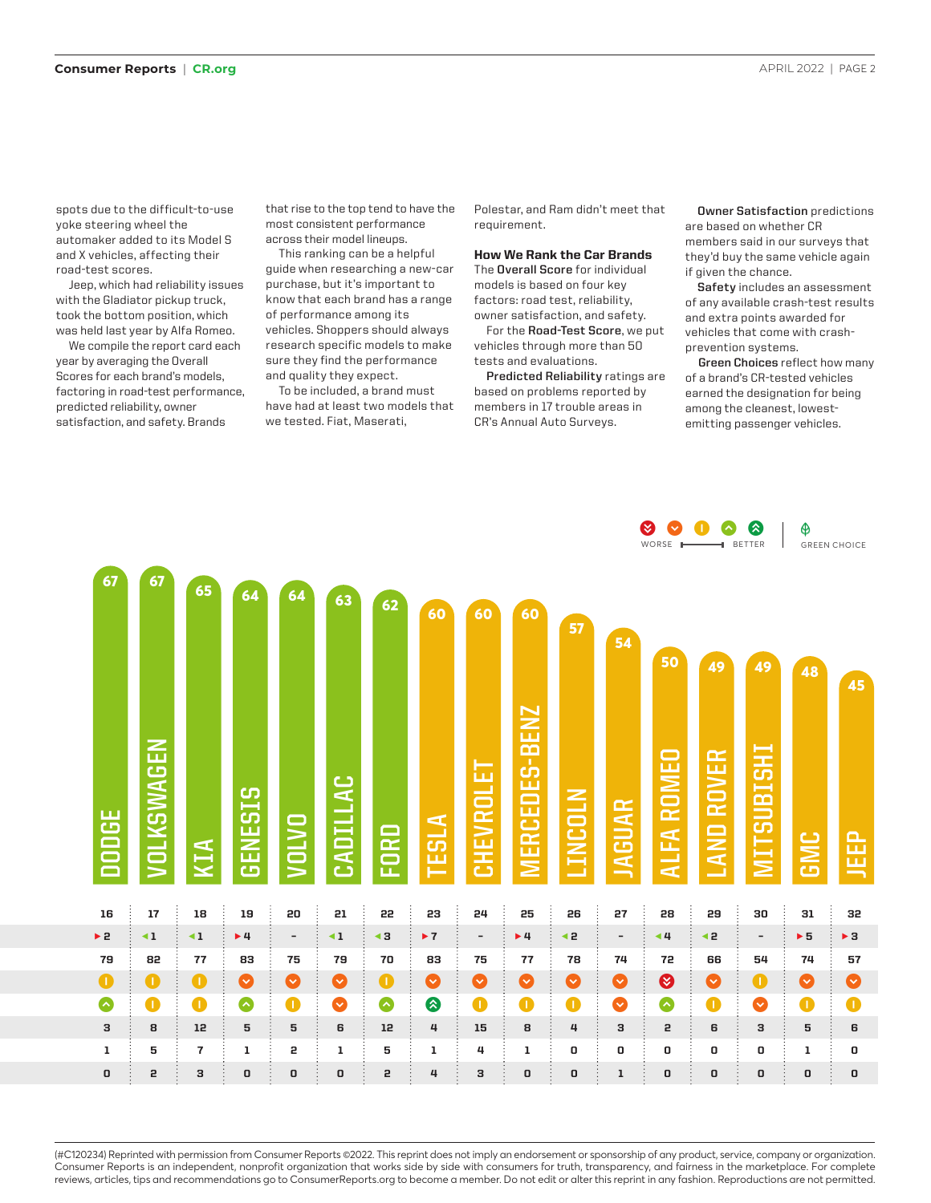spots due to the difficult-to-use yoke steering wheel the automaker added to its Model S and X vehicles, affecting their road-test scores.

Jeep, which had reliability issues with the Gladiator pickup truck, took the bottom position, which was held last year by Alfa Romeo.

We compile the report card each year by averaging the Overall Scores for each brand's models, factoring in road-test performance, predicted reliability, owner satisfaction, and safety. Brands that rise to the top tend to have the most consistent performance across their model lineups.

This ranking can be a helpful guide when researching a new-car purchase, but it's important to know that each brand has a range of performance among its vehicles. Shoppers should always research specific models to make sure they find the performance and quality they expect.

To be included, a brand must have had at least two models that we tested. Fiat, Maserati, Polestar, and Ram didn't meet that requirement.

## How We Rank the Car Brands

The **Overall Score** for individual models is based on four key factors: road test, reliability, owner satisfaction, and safety.

For the **Road-Test Score**, we put vehicles through more than 50 tests and evaluations.

**Predicted Reliability** ratings are based on problems reported by members in 17 trouble areas in CR's Annual Auto Surveys.

**Owner Satisfaction** predictions are based on whether CR members said in our surveys that they'd buy the same vehicle again if given the chance.

**Safety** includes an assessment of any available crash-test results and extra points awarded for vehicles that come with crash-prevention systems.

**Green Choices** reflect how many of a brand's CR-tested vehicles earned the designation for being among the cleanest, lowest-emitting passenger vehicles.

WORSE — BETTER | GREEN CHOICE

DODGE 67, VOLKSWAGEN 67, KIA 65, GENESIS 64, VOLVO 64, CADILLAC 63, FORD 62, TESLA 60, CHEVROLET 60, MERCEDES-BENZ 60, LINCOLN 57, JAGUAR 54, ALFA ROMEO 50, LAND ROVER 49, MITSUBISHI 49, GMC 48, JEEP 45

| | | | | | | | |
|---|---|---|---|---|---|---|---|
| DODGE | 67 | 16 | ▶2 | 79 | 3 | 1 | 0 |
| VOLKSWAGEN | 67 | 17 | ◀1 | 82 | 8 | 5 | 2 |
| KIA | 65 | 18 | ◀1 | 77 | 12 | 7 | 3 |
| GENESIS | 64 | 19 | ▶4 | 83 | 5 | 1 | 0 |
| VOLVO | 64 | 20 | – | 75 | 5 | 2 | 0 |
| CADILLAC | 63 | 21 | ◀1 | 79 | 6 | 1 | 0 |
| FORD | 62 | 22 | ◀3 | 70 | 12 | 5 | 2 |
| TESLA | 60 | 23 | ▶7 | 83 | 4 | 1 | 4 |
| CHEVROLET | 60 | 24 | – | 75 | 15 | 4 | 3 |
| MERCEDES-BENZ | 60 | 25 | ▶4 | 77 | 8 | 1 | 0 |
| LINCOLN | 57 | 26 | ◀2 | 78 | 4 | 0 | 0 |
| JAGUAR | 54 | 27 | – | 74 | 3 | 0 | 1 |
| ALFA ROMEO | 50 | 28 | ◀4 | 72 | 2 | 0 | 0 |
| LAND ROVER | 49 | 29 | ◀2 | 66 | 6 | 0 | 0 |
| MITSUBISHI | 49 | 30 | – | 54 | 3 | 0 | 0 |
| GMC | 48 | 31 | ▶5 | 74 | 5 | 1 | 0 |
| JEEP | 45 | 32 | ▶3 | 57 | 6 | 0 | 0 |

(#C120234) Reprinted with permission from Consumer Reports ©2022. This reprint does not imply an endorsement or sponsorship of any product, service, company or organization. Consumer Reports is an independent, nonprofit organization that works side by side with consumers for truth, transparency, and fairness in the marketplace. For complete reviews, articles, tips and recommendations go to ConsumerReports.org to become a member. Do not edit or alter this reprint in any fashion. Reproductions are not permitted.